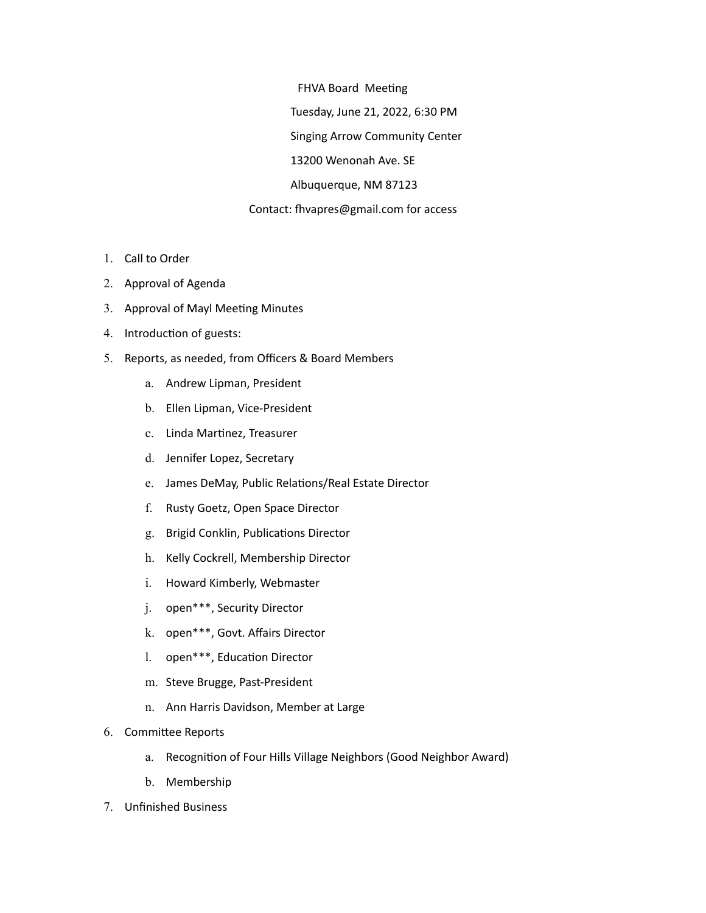FHVA Board Meeting

Tuesday, June 21, 2022, 6:30 PM

Singing Arrow Community Center

13200 Wenonah Ave. SE

Albuquerque, NM 87123

Contact: fhvapres@gmail.com for access

1. Call to Order
2. Approval of Agenda
3. Approval of Mayl Meeting Minutes
4. Introduction of guests:
5. Reports, as needed, from Officers & Board Members
    a. Andrew Lipman, President
    b. Ellen Lipman, Vice-President
    c. Linda Martinez, Treasurer
    d. Jennifer Lopez, Secretary
    e. James DeMay, Public Relations/Real Estate Director
    f. Rusty Goetz, Open Space Director
    g. Brigid Conklin, Publications Director
    h. Kelly Cockrell, Membership Director
    i. Howard Kimberly, Webmaster
    j. open***, Security Director
    k. open***, Govt. Affairs Director
    l. open***, Education Director
    m. Steve Brugge, Past-President
    n. Ann Harris Davidson, Member at Large
6. Committee Reports
    a. Recognition of Four Hills Village Neighbors (Good Neighbor Award)
    b. Membership
7. Unfinished Business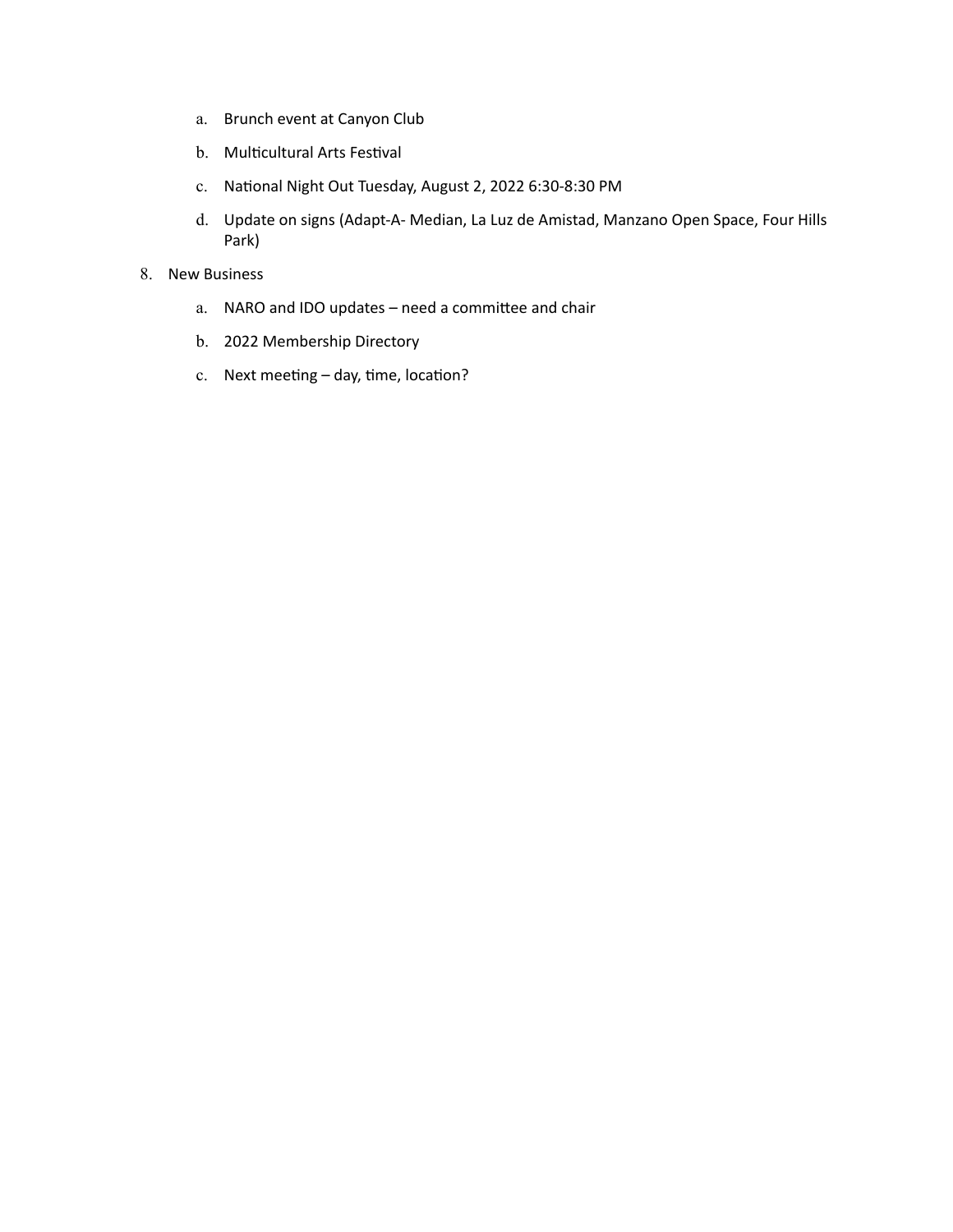a. Brunch event at Canyon Club

b. Multicultural Arts Festival

c. National Night Out Tuesday, August 2, 2022 6:30-8:30 PM

d. Update on signs (Adapt-A- Median, La Luz de Amistad, Manzano Open Space, Four Hills Park)

8. New Business

   a. NARO and IDO updates – need a committee and chair

   b. 2022 Membership Directory

   c. Next meeting – day, time, location?